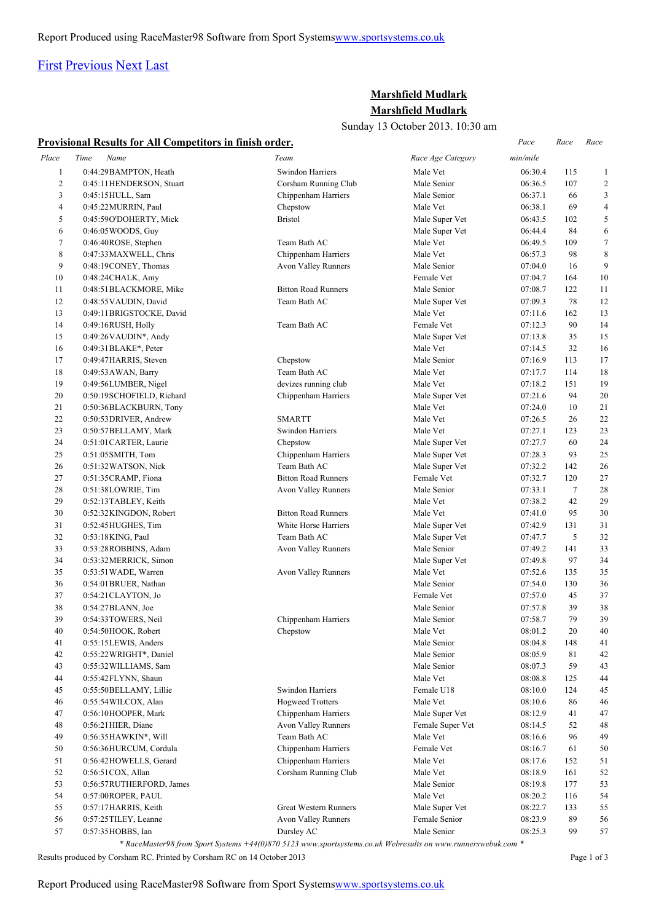Report Produced using RaceMaster98 Software from Sport Systems[www.sportsystems.co.uk](http://www.sportsystems.co.uk)

[First](#) [Previous](#) [Next](#) [Last](#)

## Marshfield Mudlark
## Marshfield Mudlark

Sunday 13 October 2013. 10:30 am

**Provisional Results for All Competitors in finish order.**

| Place | Time | Name | Team | Race Age Category | Pace min/mile | Race | Race |
|---|---|---|---|---|---|---|---|
| 1 | 0:44:29 | BAMPTON, Heath | Swindon Harriers | Male Vet | 06:30.4 | 115 | 1 |
| 2 | 0:45:11 | HENDERSON, Stuart | Corsham Running Club | Male Senior | 06:36.5 | 107 | 2 |
| 3 | 0:45:15 | HULL, Sam | Chippenham Harriers | Male Senior | 06:37.1 | 66 | 3 |
| 4 | 0:45:22 | MURRIN, Paul | Chepstow | Male Vet | 06:38.1 | 69 | 4 |
| 5 | 0:45:59 | O'DOHERTY, Mick | Bristol | Male Super Vet | 06:43.5 | 102 | 5 |
| 6 | 0:46:05 | WOODS, Guy | | Male Super Vet | 06:44.4 | 84 | 6 |
| 7 | 0:46:40 | ROSE, Stephen | Team Bath AC | Male Vet | 06:49.5 | 109 | 7 |
| 8 | 0:47:33 | MAXWELL, Chris | Chippenham Harriers | Male Vet | 06:57.3 | 98 | 8 |
| 9 | 0:48:19 | CONEY, Thomas | Avon Valley Runners | Male Senior | 07:04.0 | 16 | 9 |
| 10 | 0:48:24 | CHALK, Amy | | Female Vet | 07:04.7 | 164 | 10 |
| 11 | 0:48:51 | BLACKMORE, Mike | Bitton Road Runners | Male Senior | 07:08.7 | 122 | 11 |
| 12 | 0:48:55 | VAUDIN, David | Team Bath AC | Male Super Vet | 07:09.3 | 78 | 12 |
| 13 | 0:49:11 | BRIGSTOCKE, David | | Male Vet | 07:11.6 | 162 | 13 |
| 14 | 0:49:16 | RUSH, Holly | Team Bath AC | Female Vet | 07:12.3 | 90 | 14 |
| 15 | 0:49:26 | VAUDIN*, Andy | | Male Super Vet | 07:13.8 | 35 | 15 |
| 16 | 0:49:31 | BLAKE*, Peter | | Male Vet | 07:14.5 | 32 | 16 |
| 17 | 0:49:47 | HARRIS, Steven | Chepstow | Male Senior | 07:16.9 | 113 | 17 |
| 18 | 0:49:53 | AWAN, Barry | Team Bath AC | Male Vet | 07:17.7 | 114 | 18 |
| 19 | 0:49:56 | LUMBER, Nigel | devizes running club | Male Vet | 07:18.2 | 151 | 19 |
| 20 | 0:50:19 | SCHOFIELD, Richard | Chippenham Harriers | Male Super Vet | 07:21.6 | 94 | 20 |
| 21 | 0:50:36 | BLACKBURN, Tony | | Male Vet | 07:24.0 | 10 | 21 |
| 22 | 0:50:53 | DRIVER, Andrew | SMARTT | Male Vet | 07:26.5 | 26 | 22 |
| 23 | 0:50:57 | BELLAMY, Mark | Swindon Harriers | Male Vet | 07:27.1 | 123 | 23 |
| 24 | 0:51:01 | CARTER, Laurie | Chepstow | Male Super Vet | 07:27.7 | 60 | 24 |
| 25 | 0:51:05 | SMITH, Tom | Chippenham Harriers | Male Super Vet | 07:28.3 | 93 | 25 |
| 26 | 0:51:32 | WATSON, Nick | Team Bath AC | Male Super Vet | 07:32.2 | 142 | 26 |
| 27 | 0:51:35 | CRAMP, Fiona | Bitton Road Runners | Female Vet | 07:32.7 | 120 | 27 |
| 28 | 0:51:38 | LOWRIE, Tim | Avon Valley Runners | Male Senior | 07:33.1 | 7 | 28 |
| 29 | 0:52:13 | TABLEY, Keith | | Male Vet | 07:38.2 | 42 | 29 |
| 30 | 0:52:32 | KINGDON, Robert | Bitton Road Runners | Male Vet | 07:41.0 | 95 | 30 |
| 31 | 0:52:45 | HUGHES, Tim | White Horse Harriers | Male Super Vet | 07:42.9 | 131 | 31 |
| 32 | 0:53:18 | KING, Paul | Team Bath AC | Male Super Vet | 07:47.7 | 5 | 32 |
| 33 | 0:53:28 | ROBBINS, Adam | Avon Valley Runners | Male Senior | 07:49.2 | 141 | 33 |
| 34 | 0:53:32 | MERRICK, Simon | | Male Super Vet | 07:49.8 | 97 | 34 |
| 35 | 0:53:51 | WADE, Warren | Avon Valley Runners | Male Vet | 07:52.6 | 135 | 35 |
| 36 | 0:54:01 | BRUER, Nathan | | Male Senior | 07:54.0 | 130 | 36 |
| 37 | 0:54:21 | CLAYTON, Jo | | Female Vet | 07:57.0 | 45 | 37 |
| 38 | 0:54:27 | BLANN, Joe | | Male Senior | 07:57.8 | 39 | 38 |
| 39 | 0:54:33 | TOWERS, Neil | Chippenham Harriers | Male Senior | 07:58.7 | 79 | 39 |
| 40 | 0:54:50 | HOOK, Robert | Chepstow | Male Vet | 08:01.2 | 20 | 40 |
| 41 | 0:55:15 | LEWIS, Anders | | Male Senior | 08:04.8 | 148 | 41 |
| 42 | 0:55:22 | WRIGHT*, Daniel | | Male Senior | 08:05.9 | 81 | 42 |
| 43 | 0:55:32 | WILLIAMS, Sam | | Male Senior | 08:07.3 | 59 | 43 |
| 44 | 0:55:42 | FLYNN, Shaun | | Male Vet | 08:08.8 | 125 | 44 |
| 45 | 0:55:50 | BELLAMY, Lillie | Swindon Harriers | Female U18 | 08:10.0 | 124 | 45 |
| 46 | 0:55:54 | WILCOX, Alan | Hogweed Trotters | Male Vet | 08:10.6 | 86 | 46 |
| 47 | 0:56:10 | HOOPER, Mark | Chippenham Harriers | Male Super Vet | 08:12.9 | 41 | 47 |
| 48 | 0:56:21 | HIER, Diane | Avon Valley Runners | Female Super Vet | 08:14.5 | 52 | 48 |
| 49 | 0:56:35 | HAWKIN*, Will | Team Bath AC | Male Vet | 08:16.6 | 96 | 49 |
| 50 | 0:56:36 | HURCUM, Cordula | Chippenham Harriers | Female Vet | 08:16.7 | 61 | 50 |
| 51 | 0:56:42 | HOWELLS, Gerard | Chippenham Harriers | Male Vet | 08:17.6 | 152 | 51 |
| 52 | 0:56:51 | COX, Allan | Corsham Running Club | Male Vet | 08:18.9 | 161 | 52 |
| 53 | 0:56:57 | RUTHERFORD, James | | Male Senior | 08:19.8 | 177 | 53 |
| 54 | 0:57:00 | ROPER, PAUL | | Male Vet | 08:20.2 | 116 | 54 |
| 55 | 0:57:17 | HARRIS, Keith | Great Western Runners | Male Super Vet | 08:22.7 | 133 | 55 |
| 56 | 0:57:25 | TILEY, Leanne | Avon Valley Runners | Female Senior | 08:23.9 | 89 | 56 |
| 57 | 0:57:35 | HOBBS, Ian | Dursley AC | Male Senior | 08:25.3 | 99 | 57 |

*\* RaceMaster98 from Sport Systems +44(0)870 5123 www.sportsystems.co.uk Webresults on www.runnerswebuk.com \**

Results produced by Corsham RC. Printed by Corsham RC on 14 October 2013

Report Produced using RaceMaster98 Software from Sport Systems[www.sportsystems.co.uk](http://www.sportsystems.co.uk)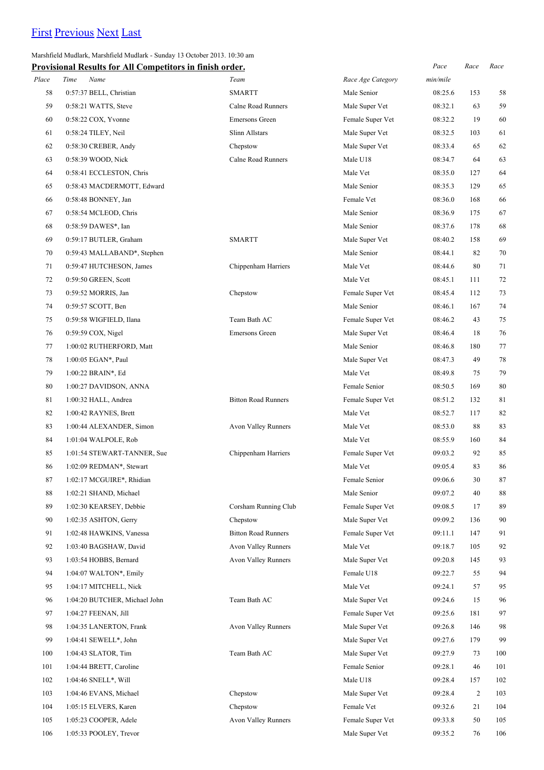[First](#) [Previous](#) [Next](#) [Last](#)

Marshfield Mudlark, Marshfield Mudlark - Sunday 13 October 2013. 10:30 am

**Provisional Results for All Competitors in finish order.**

| Place | Time | Name | Team | Race Age Category | Pace min/mile | Race | Race |
|---|---|---|---|---|---|---|---|
| 58 | 0:57:37 | BELL, Christian | SMARTT | Male Senior | 08:25.6 | 153 | 58 |
| 59 | 0:58:21 | WATTS, Steve | Calne Road Runners | Male Super Vet | 08:32.1 | 63 | 59 |
| 60 | 0:58:22 | COX, Yvonne | Emersons Green | Female Super Vet | 08:32.2 | 19 | 60 |
| 61 | 0:58:24 | TILEY, Neil | Slinn Allstars | Male Super Vet | 08:32.5 | 103 | 61 |
| 62 | 0:58:30 | CREBER, Andy | Chepstow | Male Super Vet | 08:33.4 | 65 | 62 |
| 63 | 0:58:39 | WOOD, Nick | Calne Road Runners | Male U18 | 08:34.7 | 64 | 63 |
| 64 | 0:58:41 | ECCLESTON, Chris | | Male Vet | 08:35.0 | 127 | 64 |
| 65 | 0:58:43 | MACDERMOTT, Edward | | Male Senior | 08:35.3 | 129 | 65 |
| 66 | 0:58:48 | BONNEY, Jan | | Female Vet | 08:36.0 | 168 | 66 |
| 67 | 0:58:54 | MCLEOD, Chris | | Male Senior | 08:36.9 | 175 | 67 |
| 68 | 0:58:59 | DAWES*, Ian | | Male Senior | 08:37.6 | 178 | 68 |
| 69 | 0:59:17 | BUTLER, Graham | SMARTT | Male Super Vet | 08:40.2 | 158 | 69 |
| 70 | 0:59:43 | MALLABAND*, Stephen | | Male Senior | 08:44.1 | 82 | 70 |
| 71 | 0:59:47 | HUTCHESON, James | Chippenham Harriers | Male Vet | 08:44.6 | 80 | 71 |
| 72 | 0:59:50 | GREEN, Scott | | Male Vet | 08:45.1 | 111 | 72 |
| 73 | 0:59:52 | MORRIS, Jan | Chepstow | Female Super Vet | 08:45.4 | 112 | 73 |
| 74 | 0:59:57 | SCOTT, Ben | | Male Senior | 08:46.1 | 167 | 74 |
| 75 | 0:59:58 | WIGFIELD, Ilana | Team Bath AC | Female Super Vet | 08:46.2 | 43 | 75 |
| 76 | 0:59:59 | COX, Nigel | Emersons Green | Male Super Vet | 08:46.4 | 18 | 76 |
| 77 | 1:00:02 | RUTHERFORD, Matt | | Male Senior | 08:46.8 | 180 | 77 |
| 78 | 1:00:05 | EGAN*, Paul | | Male Super Vet | 08:47.3 | 49 | 78 |
| 79 | 1:00:22 | BRAIN*, Ed | | Male Vet | 08:49.8 | 75 | 79 |
| 80 | 1:00:27 | DAVIDSON, ANNA | | Female Senior | 08:50.5 | 169 | 80 |
| 81 | 1:00:32 | HALL, Andrea | Bitton Road Runners | Female Super Vet | 08:51.2 | 132 | 81 |
| 82 | 1:00:42 | RAYNES, Brett | | Male Vet | 08:52.7 | 117 | 82 |
| 83 | 1:00:44 | ALEXANDER, Simon | Avon Valley Runners | Male Vet | 08:53.0 | 88 | 83 |
| 84 | 1:01:04 | WALPOLE, Rob | | Male Vet | 08:55.9 | 160 | 84 |
| 85 | 1:01:54 | STEWART-TANNER, Sue | Chippenham Harriers | Female Super Vet | 09:03.2 | 92 | 85 |
| 86 | 1:02:09 | REDMAN*, Stewart | | Male Vet | 09:05.4 | 83 | 86 |
| 87 | 1:02:17 | MCGUIRE*, Rhidian | | Female Senior | 09:06.6 | 30 | 87 |
| 88 | 1:02:21 | SHAND, Michael | | Male Senior | 09:07.2 | 40 | 88 |
| 89 | 1:02:30 | KEARSEY, Debbie | Corsham Running Club | Female Super Vet | 09:08.5 | 17 | 89 |
| 90 | 1:02:35 | ASHTON, Gerry | Chepstow | Male Super Vet | 09:09.2 | 136 | 90 |
| 91 | 1:02:48 | HAWKINS, Vanessa | Bitton Road Runners | Female Super Vet | 09:11.1 | 147 | 91 |
| 92 | 1:03:40 | BAGSHAW, David | Avon Valley Runners | Male Vet | 09:18.7 | 105 | 92 |
| 93 | 1:03:54 | HOBBS, Bernard | Avon Valley Runners | Male Super Vet | 09:20.8 | 145 | 93 |
| 94 | 1:04:07 | WALTON*, Emily | | Female U18 | 09:22.7 | 55 | 94 |
| 95 | 1:04:17 | MITCHELL, Nick | | Male Vet | 09:24.1 | 57 | 95 |
| 96 | 1:04:20 | BUTCHER, Michael John | Team Bath AC | Male Super Vet | 09:24.6 | 15 | 96 |
| 97 | 1:04:27 | FEENAN, Jill | | Female Super Vet | 09:25.6 | 181 | 97 |
| 98 | 1:04:35 | LANERTON, Frank | Avon Valley Runners | Male Super Vet | 09:26.8 | 146 | 98 |
| 99 | 1:04:41 | SEWELL*, John | | Male Super Vet | 09:27.6 | 179 | 99 |
| 100 | 1:04:43 | SLATOR, Tim | Team Bath AC | Male Super Vet | 09:27.9 | 73 | 100 |
| 101 | 1:04:44 | BRETT, Caroline | | Female Senior | 09:28.1 | 46 | 101 |
| 102 | 1:04:46 | SNELL*, Will | | Male U18 | 09:28.4 | 157 | 102 |
| 103 | 1:04:46 | EVANS, Michael | Chepstow | Male Super Vet | 09:28.4 | 2 | 103 |
| 104 | 1:05:15 | ELVERS, Karen | Chepstow | Female Vet | 09:32.6 | 21 | 104 |
| 105 | 1:05:23 | COOPER, Adele | Avon Valley Runners | Female Super Vet | 09:33.8 | 50 | 105 |
| 106 | 1:05:33 | POOLEY, Trevor | | Male Super Vet | 09:35.2 | 76 | 106 |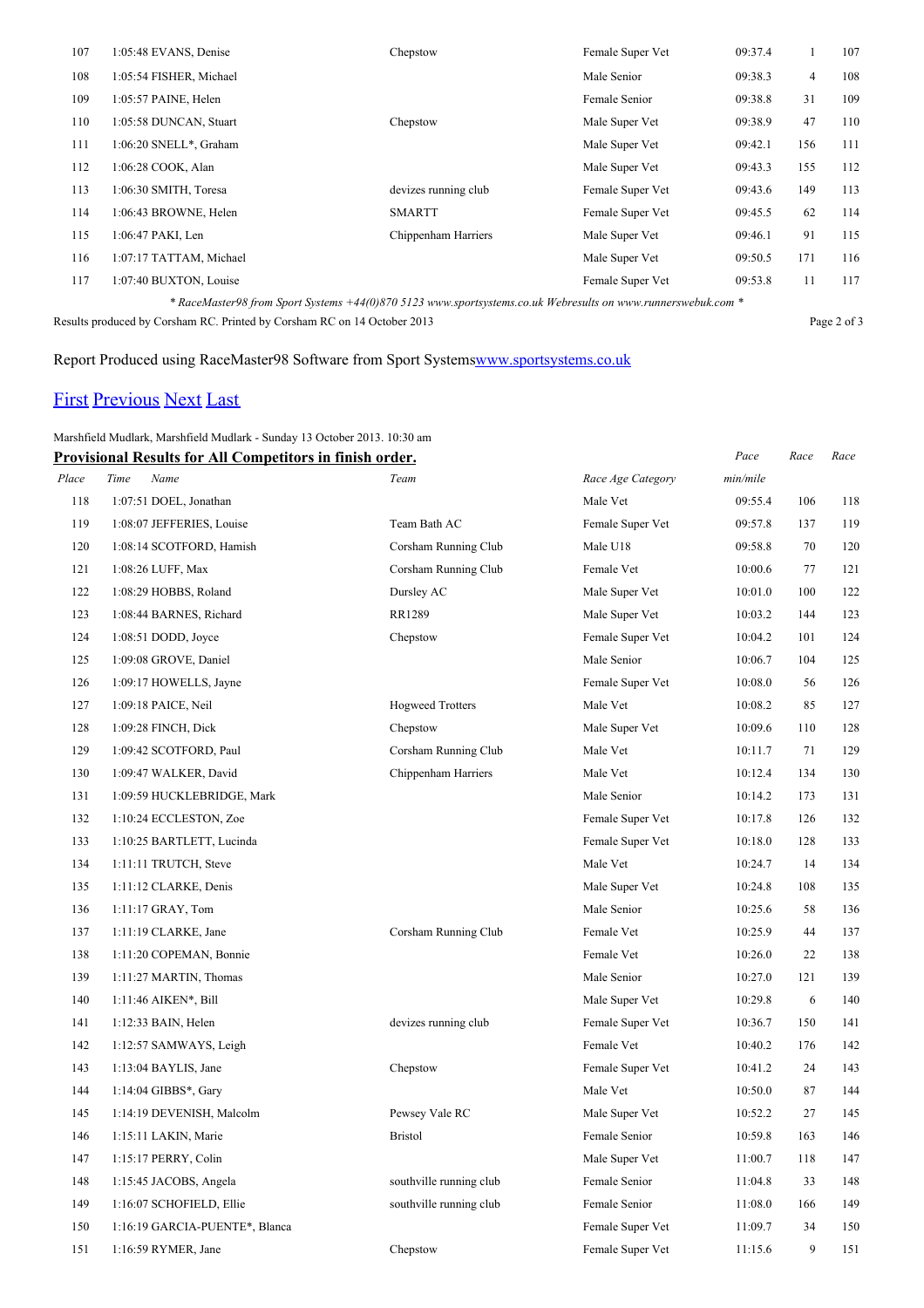| | | | | | | |
|---|---|---|---|---|---|---|
| 107 | 1:05:48 EVANS, Denise | Chepstow | Female Super Vet | 09:37.4 | 1 | 107 |
| 108 | 1:05:54 FISHER, Michael | | Male Senior | 09:38.3 | 4 | 108 |
| 109 | 1:05:57 PAINE, Helen | | Female Senior | 09:38.8 | 31 | 109 |
| 110 | 1:05:58 DUNCAN, Stuart | Chepstow | Male Super Vet | 09:38.9 | 47 | 110 |
| 111 | 1:06:20 SNELL*, Graham | | Male Super Vet | 09:42.1 | 156 | 111 |
| 112 | 1:06:28 COOK, Alan | | Male Super Vet | 09:43.3 | 155 | 112 |
| 113 | 1:06:30 SMITH, Toresa | devizes running club | Female Super Vet | 09:43.6 | 149 | 113 |
| 114 | 1:06:43 BROWNE, Helen | SMARTT | Female Super Vet | 09:45.5 | 62 | 114 |
| 115 | 1:06:47 PAKI, Len | Chippenham Harriers | Male Super Vet | 09:46.1 | 91 | 115 |
| 116 | 1:07:17 TATTAM, Michael | | Male Super Vet | 09:50.5 | 171 | 116 |
| 117 | 1:07:40 BUXTON, Louise | | Female Super Vet | 09:53.8 | 11 | 117 |

*\* RaceMaster98 from Sport Systems +44(0)870 5123 www.sportsystems.co.uk Webresults on www.runnerswebuk.com \**

Results produced by Corsham RC. Printed by Corsham RC on 14 October 2013

Report Produced using RaceMaster98 Software from Sport Systems[www.sportsystems.co.uk](www.sportsystems.co.uk)

First Previous Next Last

Marshfield Mudlark, Marshfield Mudlark - Sunday 13 October 2013. 10:30 am

**Provisional Results for All Competitors in finish order.**

| Place | Time Name | Team | Race Age Category | Pace min/mile | Race | Race |
|---|---|---|---|---|---|---|
| 118 | 1:07:51 DOEL, Jonathan | | Male Vet | 09:55.4 | 106 | 118 |
| 119 | 1:08:07 JEFFERIES, Louise | Team Bath AC | Female Super Vet | 09:57.8 | 137 | 119 |
| 120 | 1:08:14 SCOTFORD, Hamish | Corsham Running Club | Male U18 | 09:58.8 | 70 | 120 |
| 121 | 1:08:26 LUFF, Max | Corsham Running Club | Female Vet | 10:00.6 | 77 | 121 |
| 122 | 1:08:29 HOBBS, Roland | Dursley AC | Male Super Vet | 10:01.0 | 100 | 122 |
| 123 | 1:08:44 BARNES, Richard | RR1289 | Male Super Vet | 10:03.2 | 144 | 123 |
| 124 | 1:08:51 DODD, Joyce | Chepstow | Female Super Vet | 10:04.2 | 101 | 124 |
| 125 | 1:09:08 GROVE, Daniel | | Male Senior | 10:06.7 | 104 | 125 |
| 126 | 1:09:17 HOWELLS, Jayne | | Female Super Vet | 10:08.0 | 56 | 126 |
| 127 | 1:09:18 PAICE, Neil | Hogweed Trotters | Male Vet | 10:08.2 | 85 | 127 |
| 128 | 1:09:28 FINCH, Dick | Chepstow | Male Super Vet | 10:09.6 | 110 | 128 |
| 129 | 1:09:42 SCOTFORD, Paul | Corsham Running Club | Male Vet | 10:11.7 | 71 | 129 |
| 130 | 1:09:47 WALKER, David | Chippenham Harriers | Male Vet | 10:12.4 | 134 | 130 |
| 131 | 1:09:59 HUCKLEBRIDGE, Mark | | Male Senior | 10:14.2 | 173 | 131 |
| 132 | 1:10:24 ECCLESTON, Zoe | | Female Super Vet | 10:17.8 | 126 | 132 |
| 133 | 1:10:25 BARTLETT, Lucinda | | Female Super Vet | 10:18.0 | 128 | 133 |
| 134 | 1:11:11 TRUTCH, Steve | | Male Vet | 10:24.7 | 14 | 134 |
| 135 | 1:11:12 CLARKE, Denis | | Male Super Vet | 10:24.8 | 108 | 135 |
| 136 | 1:11:17 GRAY, Tom | | Male Senior | 10:25.6 | 58 | 136 |
| 137 | 1:11:19 CLARKE, Jane | Corsham Running Club | Female Vet | 10:25.9 | 44 | 137 |
| 138 | 1:11:20 COPEMAN, Bonnie | | Female Vet | 10:26.0 | 22 | 138 |
| 139 | 1:11:27 MARTIN, Thomas | | Male Senior | 10:27.0 | 121 | 139 |
| 140 | 1:11:46 AIKEN*, Bill | | Male Super Vet | 10:29.8 | 6 | 140 |
| 141 | 1:12:33 BAIN, Helen | devizes running club | Female Super Vet | 10:36.7 | 150 | 141 |
| 142 | 1:12:57 SAMWAYS, Leigh | | Female Vet | 10:40.2 | 176 | 142 |
| 143 | 1:13:04 BAYLIS, Jane | Chepstow | Female Super Vet | 10:41.2 | 24 | 143 |
| 144 | 1:14:04 GIBBS*, Gary | | Male Vet | 10:50.0 | 87 | 144 |
| 145 | 1:14:19 DEVENISH, Malcolm | Pewsey Vale RC | Male Super Vet | 10:52.2 | 27 | 145 |
| 146 | 1:15:11 LAKIN, Marie | Bristol | Female Senior | 10:59.8 | 163 | 146 |
| 147 | 1:15:17 PERRY, Colin | | Male Super Vet | 11:00.7 | 118 | 147 |
| 148 | 1:15:45 JACOBS, Angela | southville running club | Female Senior | 11:04.8 | 33 | 148 |
| 149 | 1:16:07 SCHOFIELD, Ellie | southville running club | Female Senior | 11:08.0 | 166 | 149 |
| 150 | 1:16:19 GARCIA-PUENTE*, Blanca | | Female Super Vet | 11:09.7 | 34 | 150 |
| 151 | 1:16:59 RYMER, Jane | Chepstow | Female Super Vet | 11:15.6 | 9 | 151 |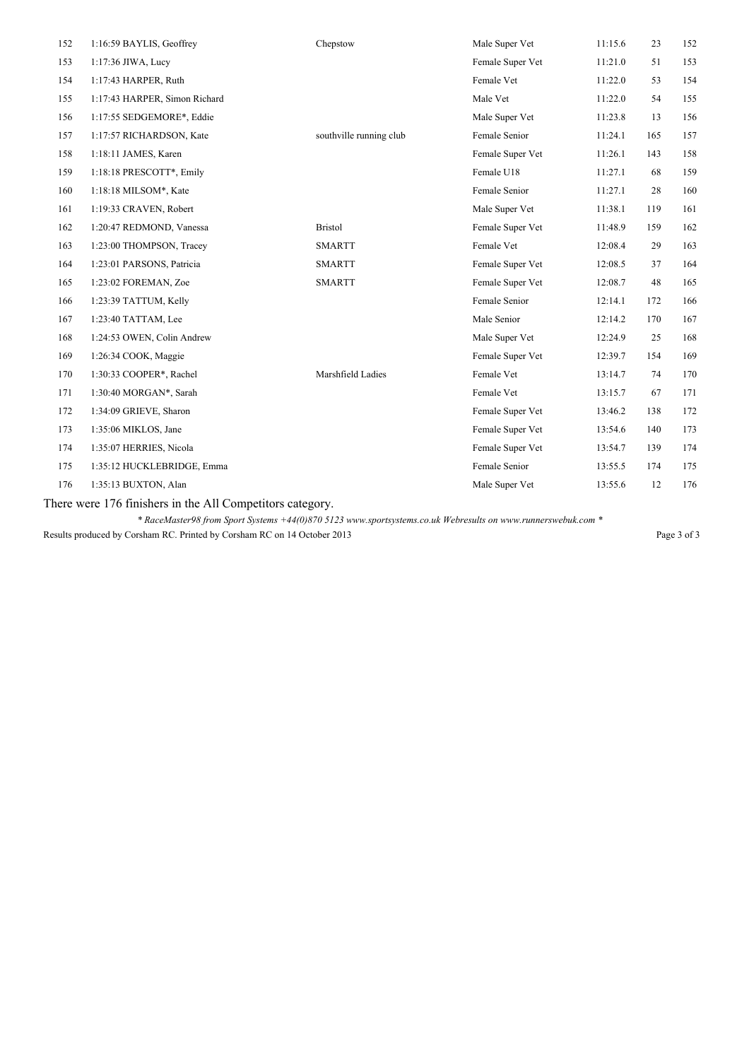| | | | | | | |
|---|---|---|---|---|---|---|
| 152 | 1:16:59 BAYLIS, Geoffrey | Chepstow | Male Super Vet | 11:15.6 | 23 | 152 |
| 153 | 1:17:36 JIWA, Lucy | | Female Super Vet | 11:21.0 | 51 | 153 |
| 154 | 1:17:43 HARPER, Ruth | | Female Vet | 11:22.0 | 53 | 154 |
| 155 | 1:17:43 HARPER, Simon Richard | | Male Vet | 11:22.0 | 54 | 155 |
| 156 | 1:17:55 SEDGEMORE*, Eddie | | Male Super Vet | 11:23.8 | 13 | 156 |
| 157 | 1:17:57 RICHARDSON, Kate | southville running club | Female Senior | 11:24.1 | 165 | 157 |
| 158 | 1:18:11 JAMES, Karen | | Female Super Vet | 11:26.1 | 143 | 158 |
| 159 | 1:18:18 PRESCOTT*, Emily | | Female U18 | 11:27.1 | 68 | 159 |
| 160 | 1:18:18 MILSOM*, Kate | | Female Senior | 11:27.1 | 28 | 160 |
| 161 | 1:19:33 CRAVEN, Robert | | Male Super Vet | 11:38.1 | 119 | 161 |
| 162 | 1:20:47 REDMOND, Vanessa | Bristol | Female Super Vet | 11:48.9 | 159 | 162 |
| 163 | 1:23:00 THOMPSON, Tracey | SMARTT | Female Vet | 12:08.4 | 29 | 163 |
| 164 | 1:23:01 PARSONS, Patricia | SMARTT | Female Super Vet | 12:08.5 | 37 | 164 |
| 165 | 1:23:02 FOREMAN, Zoe | SMARTT | Female Super Vet | 12:08.7 | 48 | 165 |
| 166 | 1:23:39 TATTUM, Kelly | | Female Senior | 12:14.1 | 172 | 166 |
| 167 | 1:23:40 TATTAM, Lee | | Male Senior | 12:14.2 | 170 | 167 |
| 168 | 1:24:53 OWEN, Colin Andrew | | Male Super Vet | 12:24.9 | 25 | 168 |
| 169 | 1:26:34 COOK, Maggie | | Female Super Vet | 12:39.7 | 154 | 169 |
| 170 | 1:30:33 COOPER*, Rachel | Marshfield Ladies | Female Vet | 13:14.7 | 74 | 170 |
| 171 | 1:30:40 MORGAN*, Sarah | | Female Vet | 13:15.7 | 67 | 171 |
| 172 | 1:34:09 GRIEVE, Sharon | | Female Super Vet | 13:46.2 | 138 | 172 |
| 173 | 1:35:06 MIKLOS, Jane | | Female Super Vet | 13:54.6 | 140 | 173 |
| 174 | 1:35:07 HERRIES, Nicola | | Female Super Vet | 13:54.7 | 139 | 174 |
| 175 | 1:35:12 HUCKLEBRIDGE, Emma | | Female Senior | 13:55.5 | 174 | 175 |
| 176 | 1:35:13 BUXTON, Alan | | Male Super Vet | 13:55.6 | 12 | 176 |

There were 176 finishers in the All Competitors category.

*\* RaceMaster98 from Sport Systems +44(0)870 5123 www.sportsystems.co.uk Webresults on www.runnerswebuk.com \**

Results produced by Corsham RC. Printed by Corsham RC on 14 October 2013